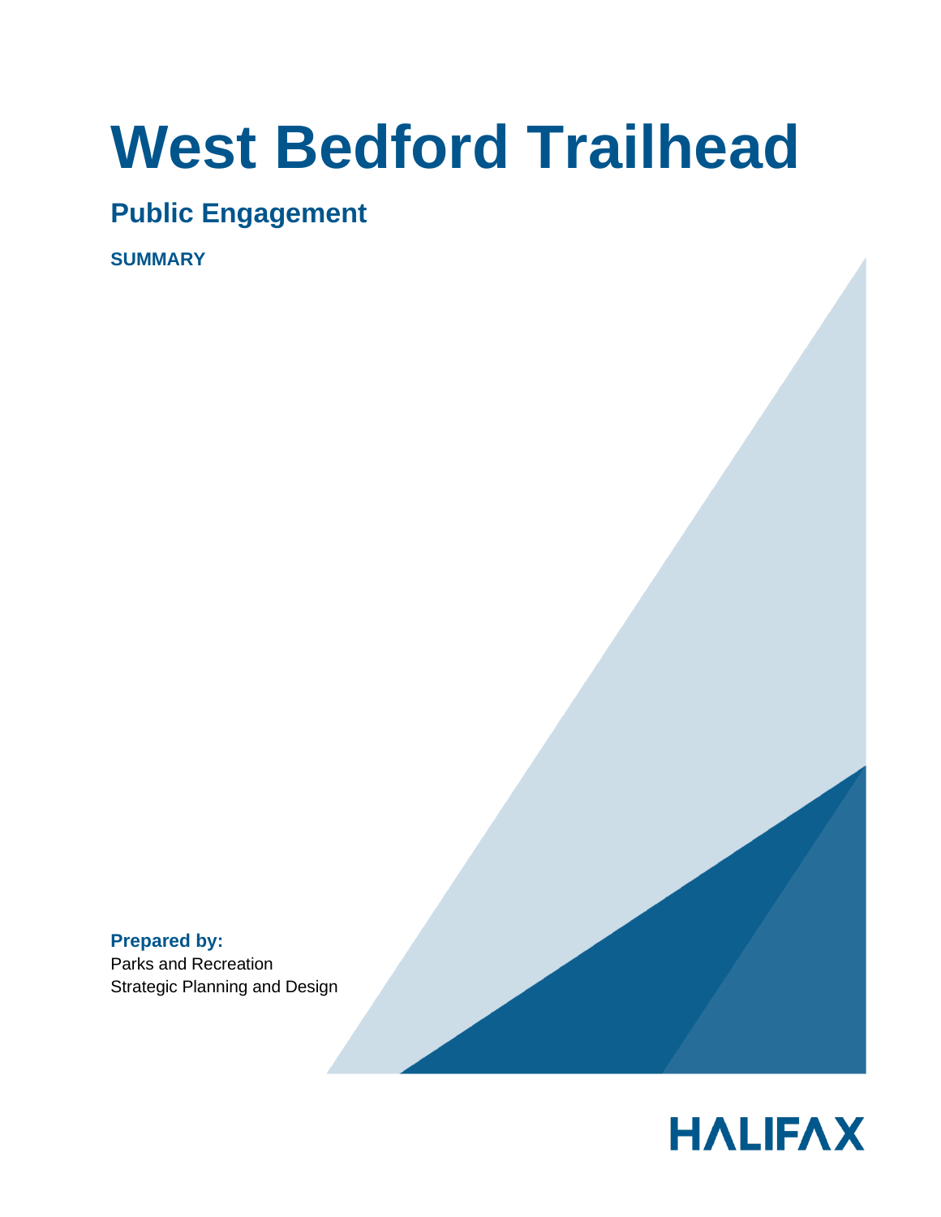# West Bedford Trailhead

## Public Engagement

**SUMMARY**

**Prepared by:**
Parks and Recreation
Strategic Planning and Design

HALIFAX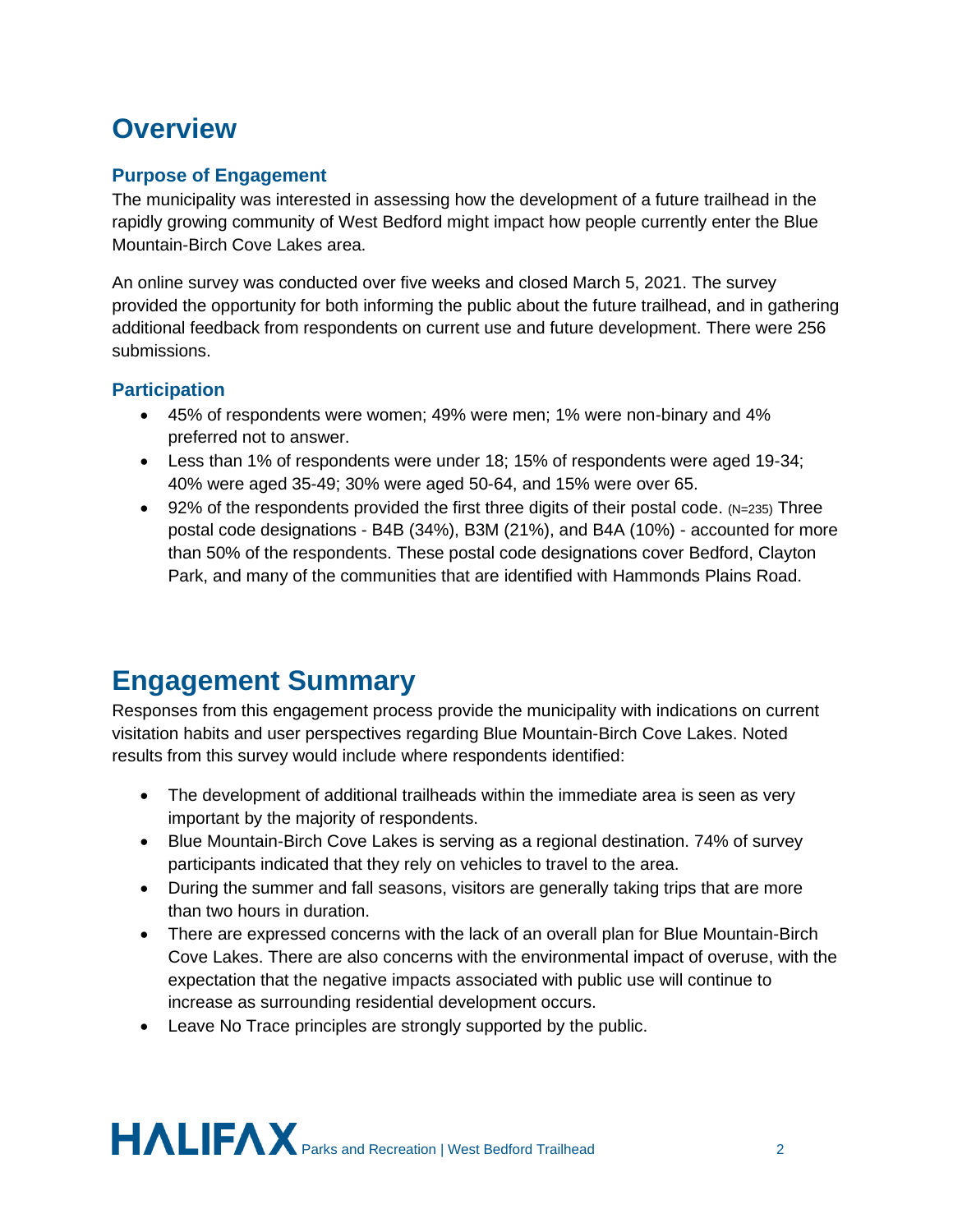# Overview

## Purpose of Engagement

The municipality was interested in assessing how the development of a future trailhead in the rapidly growing community of West Bedford might impact how people currently enter the Blue Mountain-Birch Cove Lakes area.

An online survey was conducted over five weeks and closed March 5, 2021. The survey provided the opportunity for both informing the public about the future trailhead, and in gathering additional feedback from respondents on current use and future development. There were 256 submissions.

## Participation

- 45% of respondents were women; 49% were men; 1% were non-binary and 4% preferred not to answer.
- Less than 1% of respondents were under 18; 15% of respondents were aged 19-34; 40% were aged 35-49; 30% were aged 50-64, and 15% were over 65.
- 92% of the respondents provided the first three digits of their postal code. (N=235) Three postal code designations - B4B (34%), B3M (21%), and B4A (10%) - accounted for more than 50% of the respondents. These postal code designations cover Bedford, Clayton Park, and many of the communities that are identified with Hammonds Plains Road.

# Engagement Summary

Responses from this engagement process provide the municipality with indications on current visitation habits and user perspectives regarding Blue Mountain-Birch Cove Lakes. Noted results from this survey would include where respondents identified:

- The development of additional trailheads within the immediate area is seen as very important by the majority of respondents.
- Blue Mountain-Birch Cove Lakes is serving as a regional destination. 74% of survey participants indicated that they rely on vehicles to travel to the area.
- During the summer and fall seasons, visitors are generally taking trips that are more than two hours in duration.
- There are expressed concerns with the lack of an overall plan for Blue Mountain-Birch Cove Lakes. There are also concerns with the environmental impact of overuse, with the expectation that the negative impacts associated with public use will continue to increase as surrounding residential development occurs.
- Leave No Trace principles are strongly supported by the public.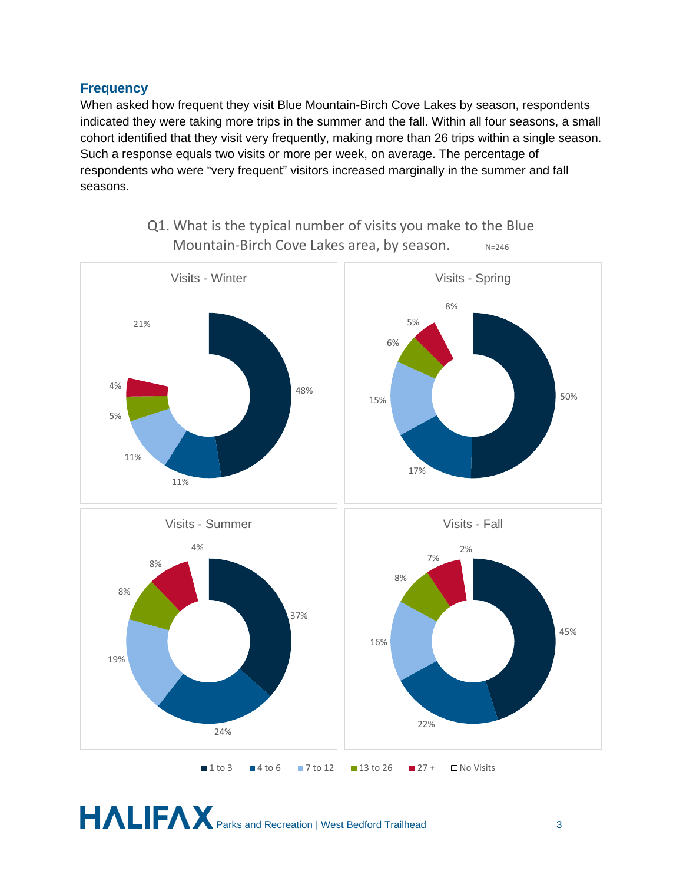## Frequency

When asked how frequent they visit Blue Mountain-Birch Cove Lakes by season, respondents indicated they were taking more trips in the summer and the fall. Within all four seasons, a small cohort identified that they visit very frequently, making more than 26 trips within a single season. Such a response equals two visits or more per week, on average. The percentage of respondents who were "very frequent" visitors increased marginally in the summer and fall seasons.

Q1. What is the typical number of visits you make to the Blue Mountain-Birch Cove Lakes area, by season. N=246

| Visits | Winter | Spring | Summer | Fall |
|---|---|---|---|---|
| 1 to 3 | 48% | 50% | 37% | 45% |
| 4 to 6 | 11% | 17% | 24% | 22% |
| 7 to 12 | 11% | 15% | 19% | 16% |
| 13 to 26 | 5% | 6% | 8% | 8% |
| 27 + | 4% | 5% | 8% | 7% |
| No Visits | 21% | 8% | 4% | 2% |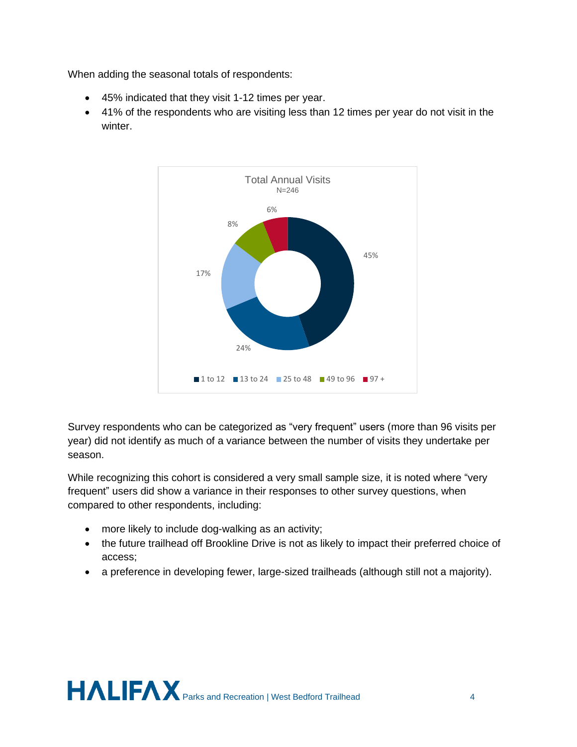When adding the seasonal totals of respondents:

- 45% indicated that they visit 1-12 times per year.
- 41% of the respondents who are visiting less than 12 times per year do not visit in the winter.

Total Annual Visits
N=246

| Total Annual Visits | Percentage |
|---|---|
| 1 to 12 | 45% |
| 13 to 24 | 24% |
| 25 to 48 | 17% |
| 49 to 96 | 8% |
| 97 + | 6% |

Survey respondents who can be categorized as "very frequent" users (more than 96 visits per year) did not identify as much of a variance between the number of visits they undertake per season.

While recognizing this cohort is considered a very small sample size, it is noted where "very frequent" users did show a variance in their responses to other survey questions, when compared to other respondents, including:

- more likely to include dog-walking as an activity;
- the future trailhead off Brookline Drive is not as likely to impact their preferred choice of access;
- a preference in developing fewer, large-sized trailheads (although still not a majority).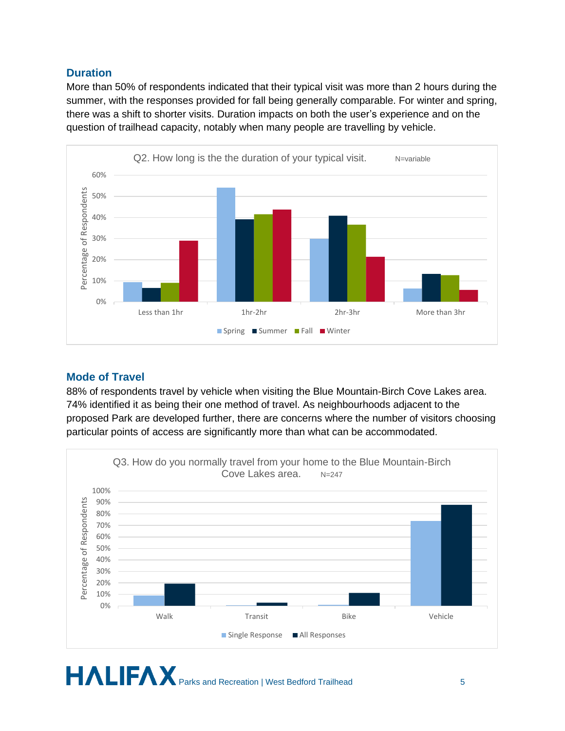## Duration

More than 50% of respondents indicated that their typical visit was more than 2 hours during the summer, with the responses provided for fall being generally comparable. For winter and spring, there was a shift to shorter visits. Duration impacts on both the user's experience and on the question of trailhead capacity, notably when many people are travelling by vehicle.

Q2. How long is the the duration of your typical visit. N=variable

## Mode of Travel

88% of respondents travel by vehicle when visiting the Blue Mountain-Birch Cove Lakes area. 74% identified it as being their one method of travel. As neighbourhoods adjacent to the proposed Park are developed further, there are concerns where the number of visitors choosing particular points of access are significantly more than what can be accommodated.

Q3. How do you normally travel from your home to the Blue Mountain-Birch Cove Lakes area. N=247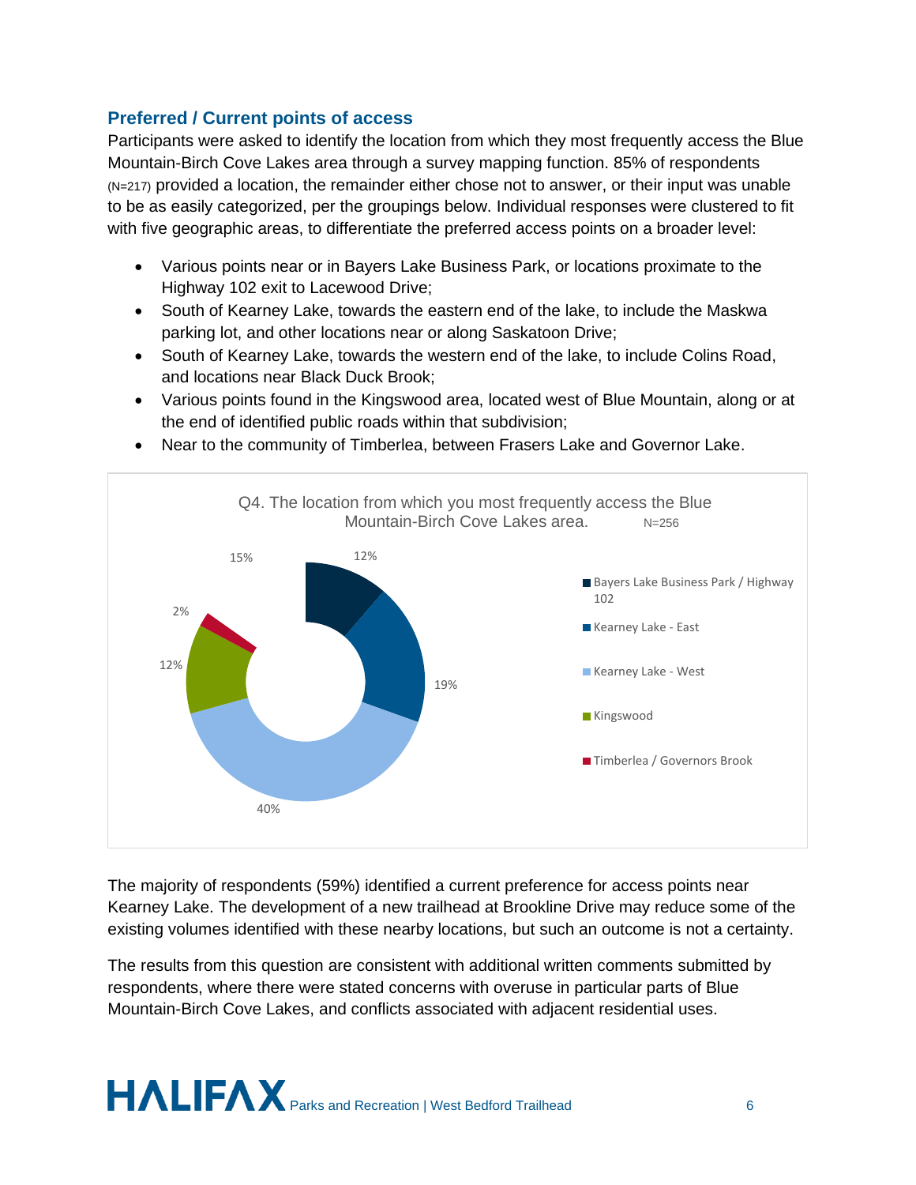## Preferred / Current points of access

Participants were asked to identify the location from which they most frequently access the Blue Mountain-Birch Cove Lakes area through a survey mapping function. 85% of respondents (N=217) provided a location, the remainder either chose not to answer, or their input was unable to be as easily categorized, per the groupings below. Individual responses were clustered to fit with five geographic areas, to differentiate the preferred access points on a broader level:

- Various points near or in Bayers Lake Business Park, or locations proximate to the Highway 102 exit to Lacewood Drive;
- South of Kearney Lake, towards the eastern end of the lake, to include the Maskwa parking lot, and other locations near or along Saskatoon Drive;
- South of Kearney Lake, towards the western end of the lake, to include Colins Road, and locations near Black Duck Brook;
- Various points found in the Kingswood area, located west of Blue Mountain, along or at the end of identified public roads within that subdivision;
- Near to the community of Timberlea, between Frasers Lake and Governor Lake.

Q4. The location from which you most frequently access the Blue Mountain-Birch Cove Lakes area. N=256

| Location | Percentage |
|---|---|
| Bayers Lake Business Park / Highway 102 | 12% |
| Kearney Lake - East | 19% |
| Kearney Lake - West | 40% |
| Kingswood | 12% |
| Timberlea / Governors Brook | 2% |
| (unlabelled) | 15% |

The majority of respondents (59%) identified a current preference for access points near Kearney Lake. The development of a new trailhead at Brookline Drive may reduce some of the existing volumes identified with these nearby locations, but such an outcome is not a certainty.

The results from this question are consistent with additional written comments submitted by respondents, where there were stated concerns with overuse in particular parts of Blue Mountain-Birch Cove Lakes, and conflicts associated with adjacent residential uses.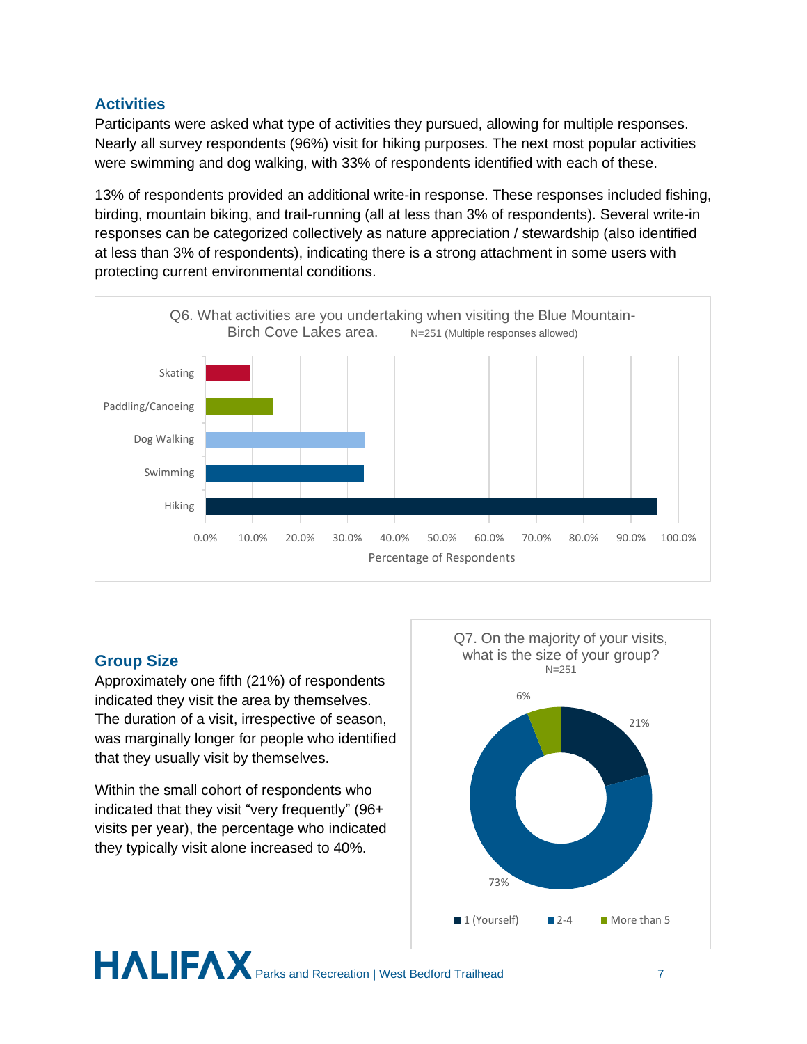## Activities

Participants were asked what type of activities they pursued, allowing for multiple responses. Nearly all survey respondents (96%) visit for hiking purposes. The next most popular activities were swimming and dog walking, with 33% of respondents identified with each of these.

13% of respondents provided an additional write-in response. These responses included fishing, birding, mountain biking, and trail-running (all at less than 3% of respondents). Several write-in responses can be categorized collectively as nature appreciation / stewardship (also identified at less than 3% of respondents), indicating there is a strong attachment in some users with protecting current environmental conditions.

Q6. What activities are you undertaking when visiting the Blue Mountain-Birch Cove Lakes area. N=251 (Multiple responses allowed)

Skating
Paddling/Canoeing
Dog Walking
Swimming
Hiking

0.0% 10.0% 20.0% 30.0% 40.0% 50.0% 60.0% 70.0% 80.0% 90.0% 100.0%

Percentage of Respondents

## Group Size

Approximately one fifth (21%) of respondents indicated they visit the area by themselves. The duration of a visit, irrespective of season, was marginally longer for people who identified that they usually visit by themselves.

Within the small cohort of respondents who indicated that they visit "very frequently" (96+ visits per year), the percentage who indicated they typically visit alone increased to 40%.

Q7. On the majority of your visits, what is the size of your group? N=251

6%
21%
73%

1 (Yourself) 2-4 More than 5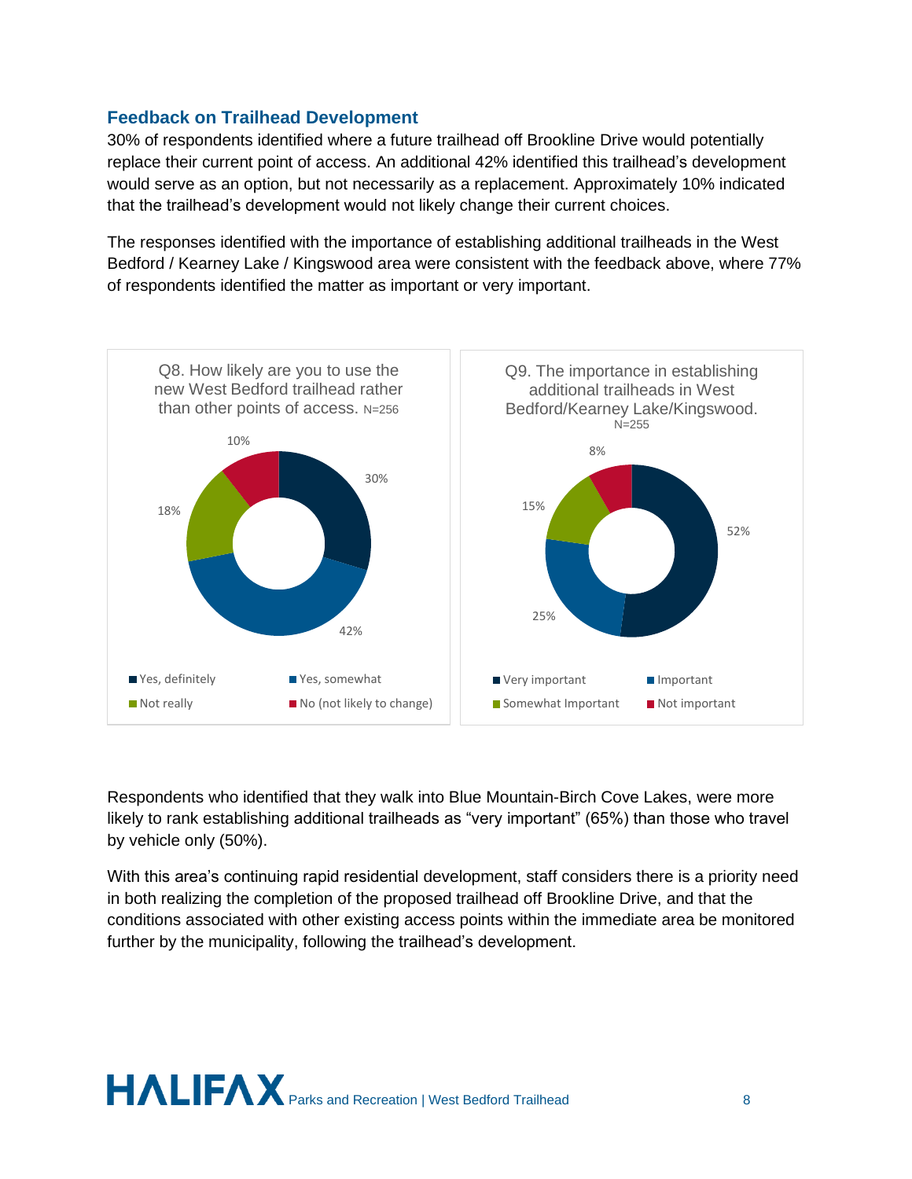### Feedback on Trailhead Development

30% of respondents identified where a future trailhead off Brookline Drive would potentially replace their current point of access. An additional 42% identified this trailhead's development would serve as an option, but not necessarily as a replacement. Approximately 10% indicated that the trailhead's development would not likely change their current choices.

The responses identified with the importance of establishing additional trailheads in the West Bedford / Kearney Lake / Kingswood area were consistent with the feedback above, where 77% of respondents identified the matter as important or very important.

Q8. How likely are you to use the new West Bedford trailhead rather than other points of access. N=256

| Response | Percent |
|---|---|
| Yes, definitely | 30% |
| Yes, somewhat | 42% |
| Not really | 18% |
| No (not likely to change) | 10% |

Q9. The importance in establishing additional trailheads in West Bedford/Kearney Lake/Kingswood. N=255

| Response | Percent |
|---|---|
| Very important | 52% |
| Important | 25% |
| Somewhat Important | 15% |
| Not important | 8% |

Respondents who identified that they walk into Blue Mountain-Birch Cove Lakes, were more likely to rank establishing additional trailheads as "very important" (65%) than those who travel by vehicle only (50%).

With this area's continuing rapid residential development, staff considers there is a priority need in both realizing the completion of the proposed trailhead off Brookline Drive, and that the conditions associated with other existing access points within the immediate area be monitored further by the municipality, following the trailhead's development.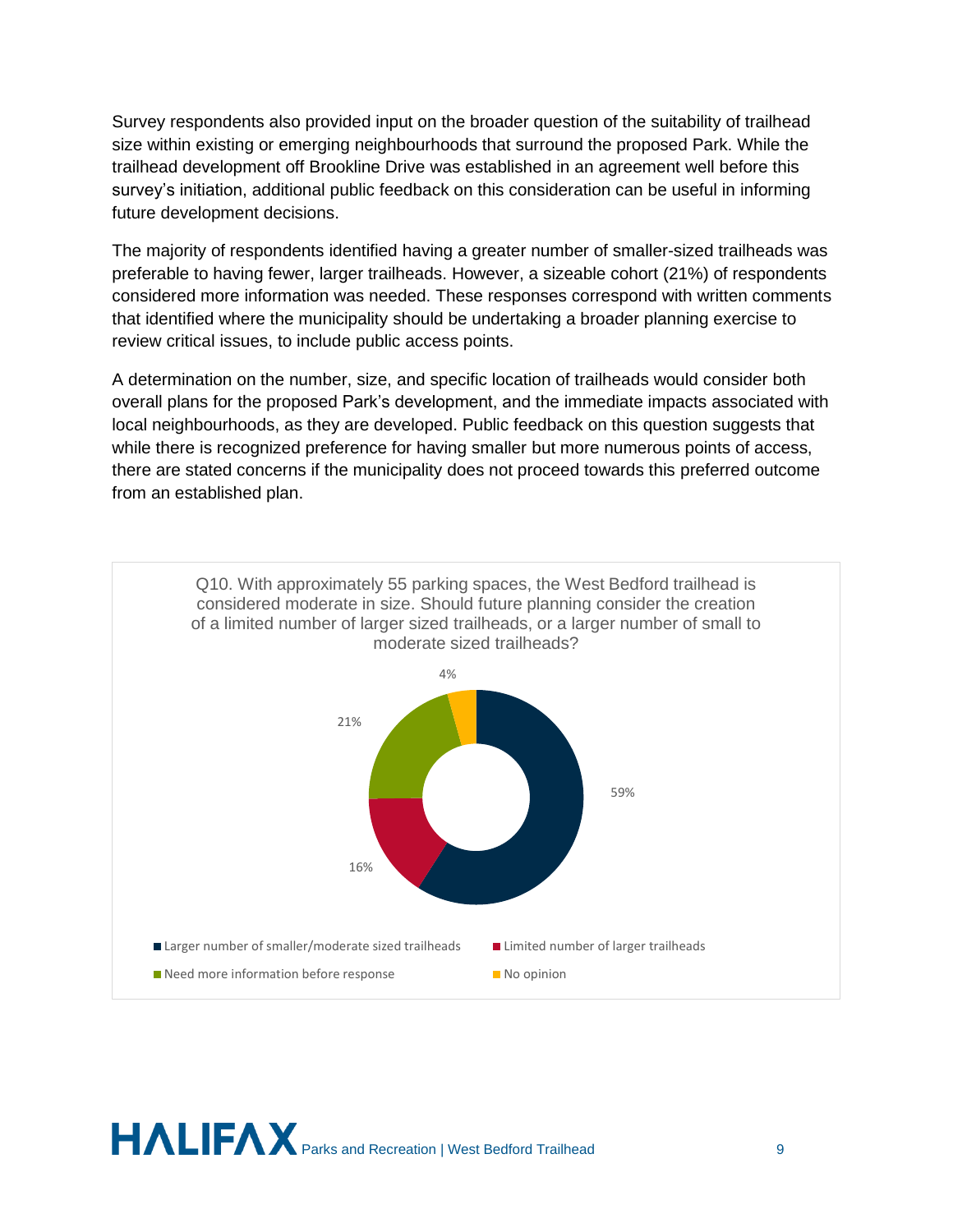Survey respondents also provided input on the broader question of the suitability of trailhead size within existing or emerging neighbourhoods that surround the proposed Park. While the trailhead development off Brookline Drive was established in an agreement well before this survey's initiation, additional public feedback on this consideration can be useful in informing future development decisions.

The majority of respondents identified having a greater number of smaller-sized trailheads was preferable to having fewer, larger trailheads. However, a sizeable cohort (21%) of respondents considered more information was needed. These responses correspond with written comments that identified where the municipality should be undertaking a broader planning exercise to review critical issues, to include public access points.

A determination on the number, size, and specific location of trailheads would consider both overall plans for the proposed Park's development, and the immediate impacts associated with local neighbourhoods, as they are developed. Public feedback on this question suggests that while there is recognized preference for having smaller but more numerous points of access, there are stated concerns if the municipality does not proceed towards this preferred outcome from an established plan.

Q10. With approximately 55 parking spaces, the West Bedford trailhead is considered moderate in size. Should future planning consider the creation of a limited number of larger sized trailheads, or a larger number of small to moderate sized trailheads?

| Response | Percentage |
| --- | --- |
| Larger number of smaller/moderate sized trailheads | 59% |
| Limited number of larger trailheads | 16% |
| Need more information before response | 21% |
| No opinion | 4% |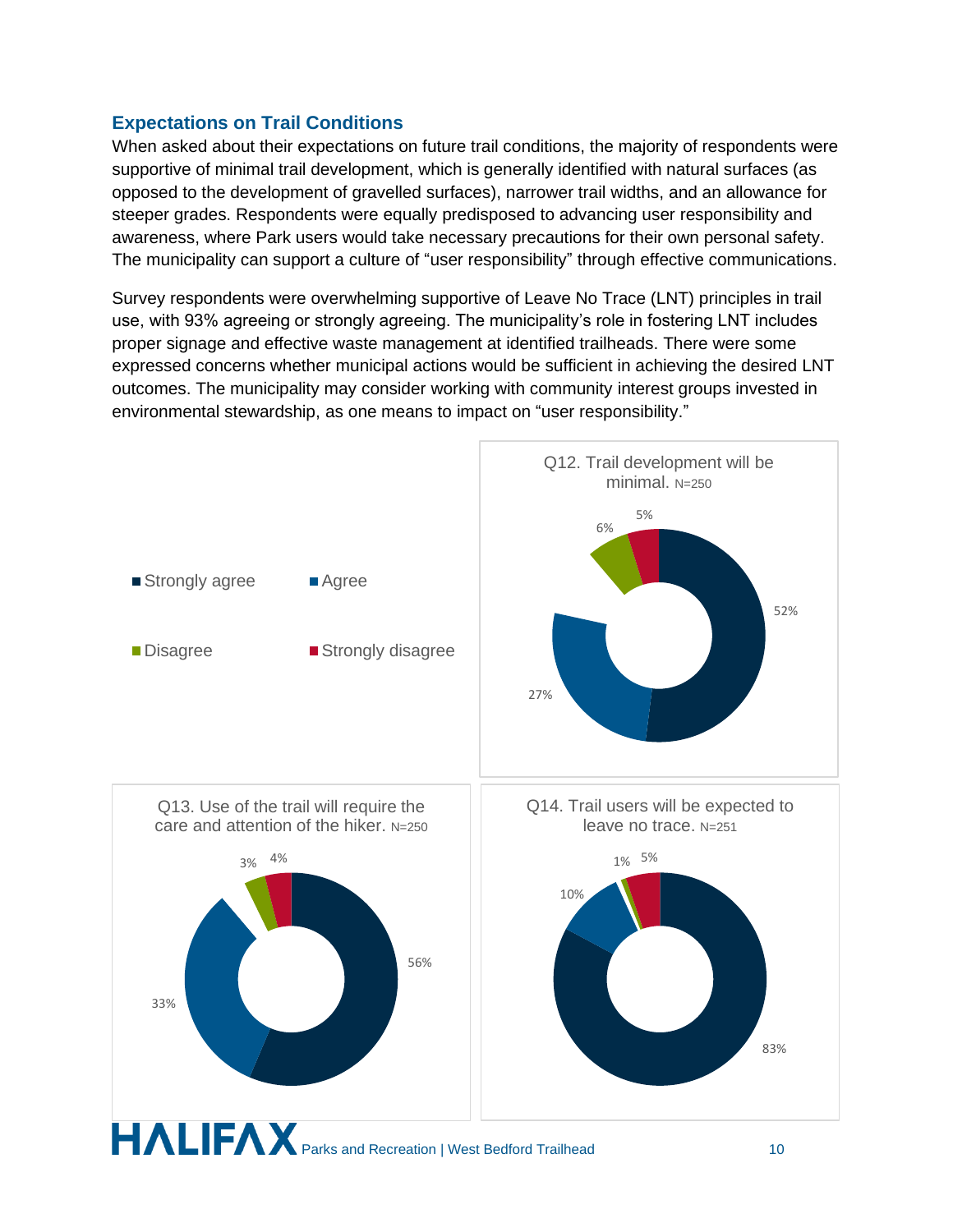## Expectations on Trail Conditions

When asked about their expectations on future trail conditions, the majority of respondents were supportive of minimal trail development, which is generally identified with natural surfaces (as opposed to the development of gravelled surfaces), narrower trail widths, and an allowance for steeper grades. Respondents were equally predisposed to advancing user responsibility and awareness, where Park users would take necessary precautions for their own personal safety. The municipality can support a culture of "user responsibility" through effective communications.

Survey respondents were overwhelming supportive of Leave No Trace (LNT) principles in trail use, with 93% agreeing or strongly agreeing. The municipality's role in fostering LNT includes proper signage and effective waste management at identified trailheads. There were some expressed concerns whether municipal actions would be sufficient in achieving the desired LNT outcomes. The municipality may consider working with community interest groups invested in environmental stewardship, as one means to impact on "user responsibility."

| Question | Strongly agree | Agree | Disagree | Strongly disagree |
| --- | --- | --- | --- | --- |
| Q12. Trail development will be minimal. N=250 | 52% | 27% | 6% | 5% |
| Q13. Use of the trail will require the care and attention of the hiker. N=250 | 56% | 33% | 3% | 4% |
| Q14. Trail users will be expected to leave no trace. N=251 | 83% | 10% | 1% | 5% |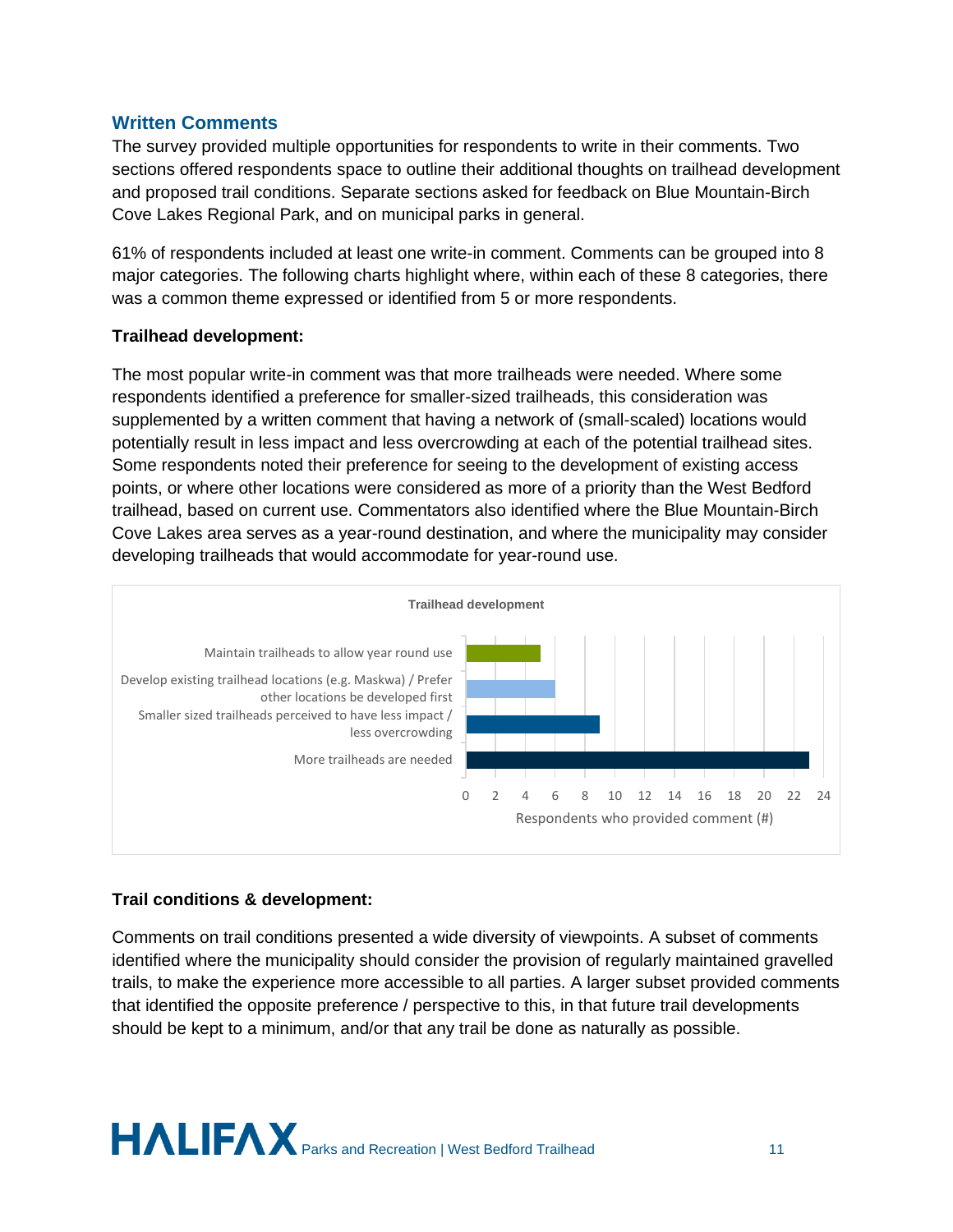## Written Comments

The survey provided multiple opportunities for respondents to write in their comments. Two sections offered respondents space to outline their additional thoughts on trailhead development and proposed trail conditions. Separate sections asked for feedback on Blue Mountain-Birch Cove Lakes Regional Park, and on municipal parks in general.

61% of respondents included at least one write-in comment. Comments can be grouped into 8 major categories. The following charts highlight where, within each of these 8 categories, there was a common theme expressed or identified from 5 or more respondents.

**Trailhead development:**

The most popular write-in comment was that more trailheads were needed. Where some respondents identified a preference for smaller-sized trailheads, this consideration was supplemented by a written comment that having a network of (small-scaled) locations would potentially result in less impact and less overcrowding at each of the potential trailhead sites. Some respondents noted their preference for seeing to the development of existing access points, or where other locations were considered as more of a priority than the West Bedford trailhead, based on current use. Commentators also identified where the Blue Mountain-Birch Cove Lakes area serves as a year-round destination, and where the municipality may consider developing trailheads that would accommodate for year-round use.

**Trailhead development**

| Comment | Respondents who provided comment (#) |
| --- | --- |
| Maintain trailheads to allow year round use | 5 |
| Develop existing trailhead locations (e.g. Maskwa) / Prefer other locations be developed first | 6 |
| Smaller sized trailheads perceived to have less impact / less overcrowding | 9 |
| More trailheads are needed | 23 |

**Trail conditions & development:**

Comments on trail conditions presented a wide diversity of viewpoints. A subset of comments identified where the municipality should consider the provision of regularly maintained gravelled trails, to make the experience more accessible to all parties. A larger subset provided comments that identified the opposite preference / perspective to this, in that future trail developments should be kept to a minimum, and/or that any trail be done as naturally as possible.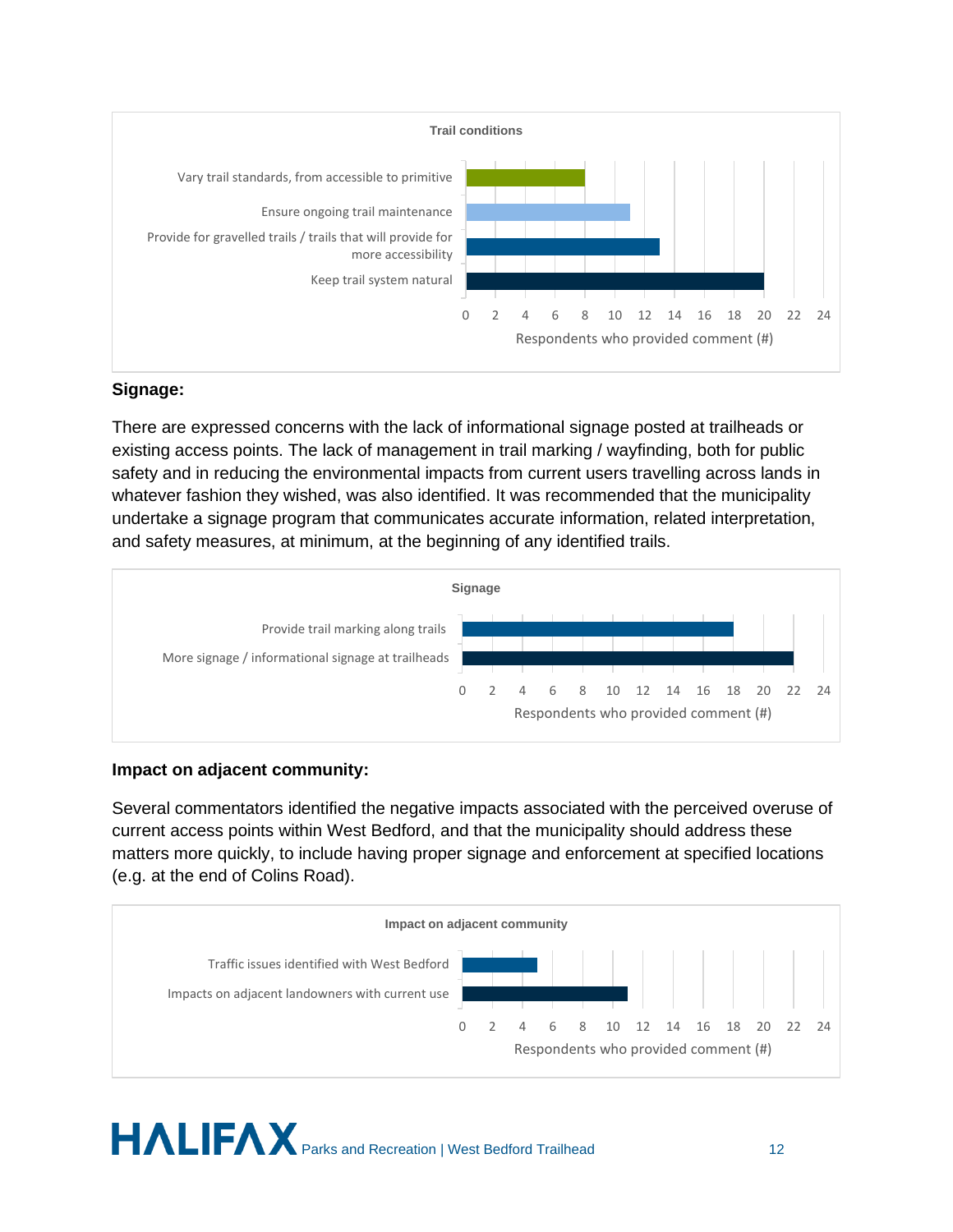**Trail conditions**

| | Respondents who provided comment (#) |
|---|---|
| Vary trail standards, from accessible to primitive | 8 |
| Ensure ongoing trail maintenance | 11 |
| Provide for gravelled trails / trails that will provide for more accessibility | 13 |
| Keep trail system natural | 20 |

**Signage:**

There are expressed concerns with the lack of informational signage posted at trailheads or existing access points. The lack of management in trail marking / wayfinding, both for public safety and in reducing the environmental impacts from current users travelling across lands in whatever fashion they wished, was also identified. It was recommended that the municipality undertake a signage program that communicates accurate information, related interpretation, and safety measures, at minimum, at the beginning of any identified trails.

**Signage**

| | Respondents who provided comment (#) |
|---|---|
| Provide trail marking along trails | 18 |
| More signage / informational signage at trailheads | 22 |

**Impact on adjacent community:**

Several commentators identified the negative impacts associated with the perceived overuse of current access points within West Bedford, and that the municipality should address these matters more quickly, to include having proper signage and enforcement at specified locations (e.g. at the end of Colins Road).

**Impact on adjacent community**

| | Respondents who provided comment (#) |
|---|---|
| Traffic issues identified with West Bedford | 5 |
| Impacts on adjacent landowners with current use | 11 |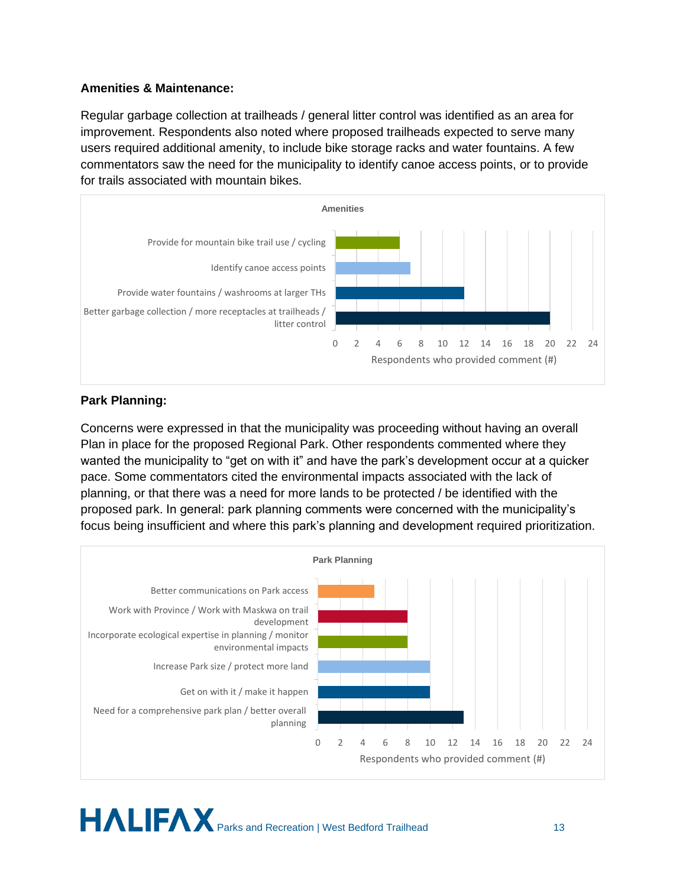**Amenities & Maintenance:**

Regular garbage collection at trailheads / general litter control was identified as an area for improvement. Respondents also noted where proposed trailheads expected to serve many users required additional amenity, to include bike storage racks and water fountains. A few commentators saw the need for the municipality to identify canoe access points, or to provide for trails associated with mountain bikes.

**Amenities**

| Comment | Respondents who provided comment (#) |
| --- | --- |
| Provide for mountain bike trail use / cycling | 6 |
| Identify canoe access points | 7 |
| Provide water fountains / washrooms at larger THs | 12 |
| Better garbage collection / more receptacles at trailheads / litter control | 20 |

**Park Planning:**

Concerns were expressed in that the municipality was proceeding without having an overall Plan in place for the proposed Regional Park. Other respondents commented where they wanted the municipality to "get on with it" and have the park's development occur at a quicker pace. Some commentators cited the environmental impacts associated with the lack of planning, or that there was a need for more lands to be protected / be identified with the proposed park. In general: park planning comments were concerned with the municipality's focus being insufficient and where this park's planning and development required prioritization.

**Park Planning**

| Comment | Respondents who provided comment (#) |
| --- | --- |
| Better communications on Park access | 5 |
| Work with Province / Work with Maskwa on trail development | 8 |
| Incorporate ecological expertise in planning / monitor environmental impacts | 8 |
| Increase Park size / protect more land | 10 |
| Get on with it / make it happen | 10 |
| Need for a comprehensive park plan / better overall planning | 13 |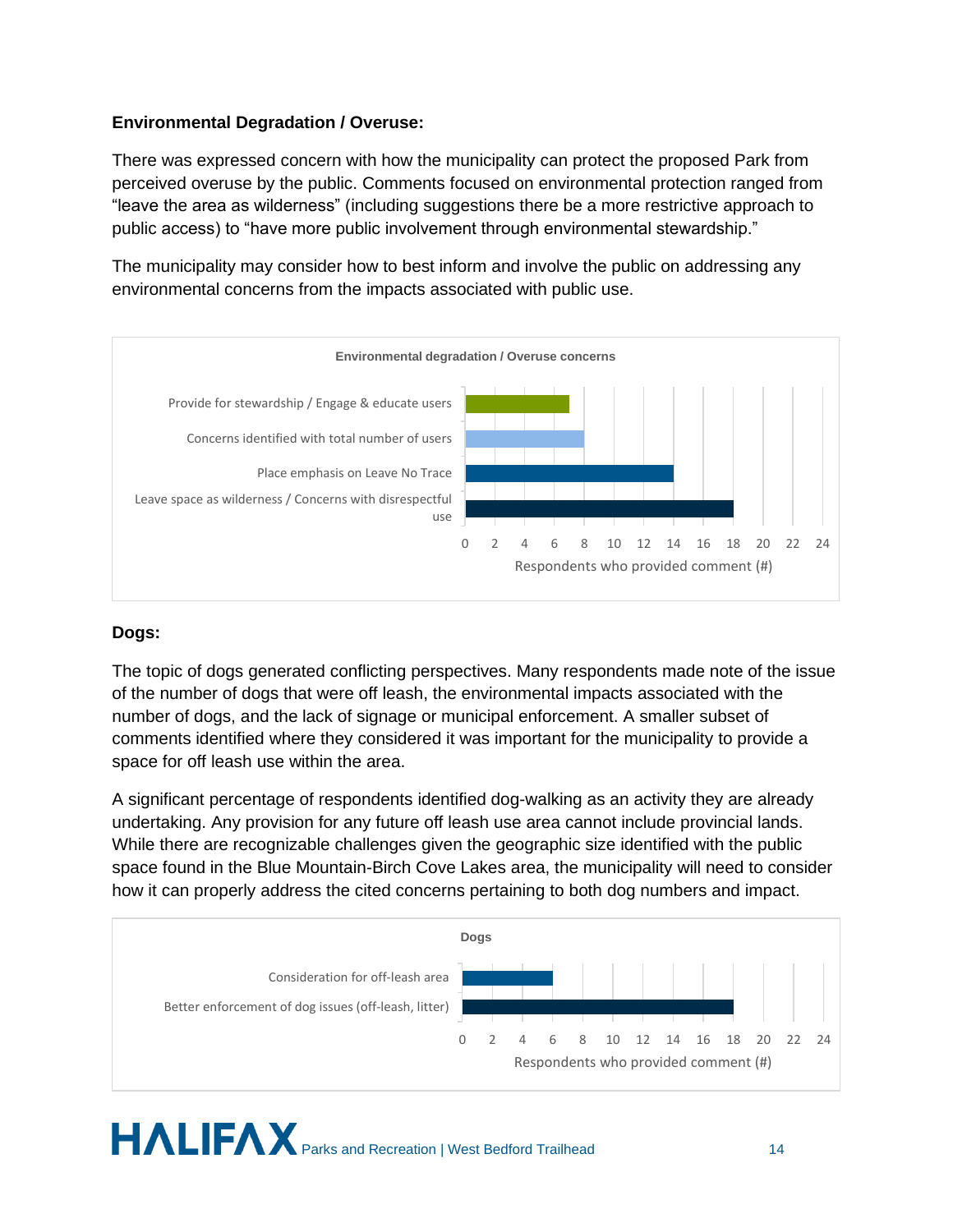**Environmental Degradation / Overuse:**

There was expressed concern with how the municipality can protect the proposed Park from perceived overuse by the public. Comments focused on environmental protection ranged from “leave the area as wilderness” (including suggestions there be a more restrictive approach to public access) to “have more public involvement through environmental stewardship.”

The municipality may consider how to best inform and involve the public on addressing any environmental concerns from the impacts associated with public use.

**Environmental degradation / Overuse concerns**

| Comment | Respondents who provided comment (#) |
|---|---|
| Provide for stewardship / Engage & educate users | 7 |
| Concerns identified with total number of users | 8 |
| Place emphasis on Leave No Trace | 14 |
| Leave space as wilderness / Concerns with disrespectful use | 18 |

**Dogs:**

The topic of dogs generated conflicting perspectives. Many respondents made note of the issue of the number of dogs that were off leash, the environmental impacts associated with the number of dogs, and the lack of signage or municipal enforcement. A smaller subset of comments identified where they considered it was important for the municipality to provide a space for off leash use within the area.

A significant percentage of respondents identified dog-walking as an activity they are already undertaking. Any provision for any future off leash use area cannot include provincial lands. While there are recognizable challenges given the geographic size identified with the public space found in the Blue Mountain-Birch Cove Lakes area, the municipality will need to consider how it can properly address the cited concerns pertaining to both dog numbers and impact.

**Dogs**

| Comment | Respondents who provided comment (#) |
|---|---|
| Consideration for off-leash area | 6 |
| Better enforcement of dog issues (off-leash, litter) | 18 |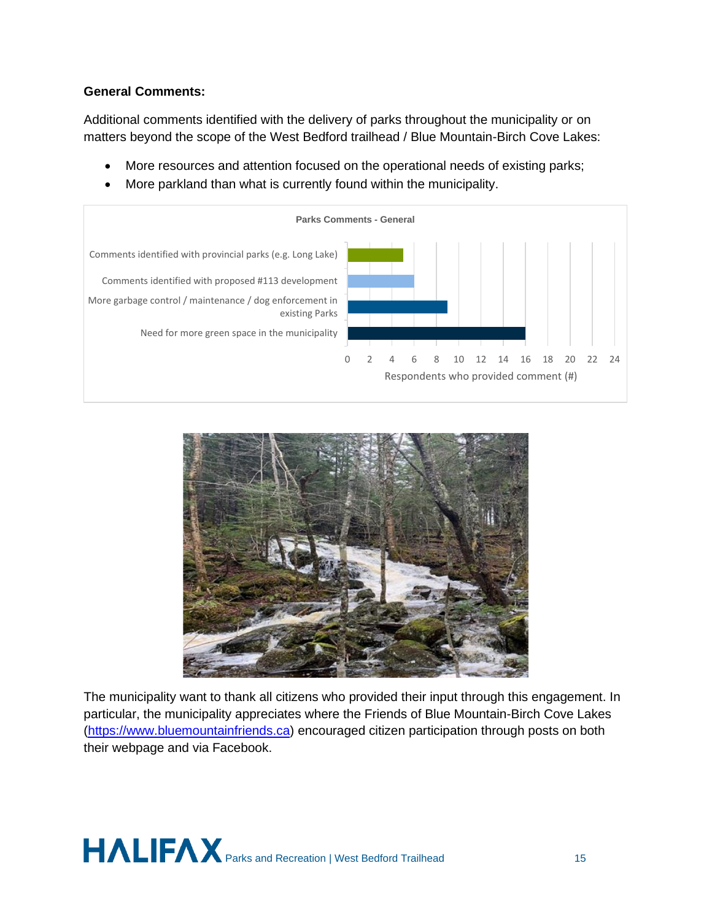**General Comments:**

Additional comments identified with the delivery of parks throughout the municipality or on matters beyond the scope of the West Bedford trailhead / Blue Mountain-Birch Cove Lakes:

- More resources and attention focused on the operational needs of existing parks;
- More parkland than what is currently found within the municipality.

Parks Comments - General

Comments identified with provincial parks (e.g. Long Lake)

Comments identified with proposed #113 development

More garbage control / maintenance / dog enforcement in existing Parks

Need for more green space in the municipality

0 2 4 6 8 10 12 14 16 18 20 22 24

Respondents who provided comment (#)

The municipality want to thank all citizens who provided their input through this engagement. In particular, the municipality appreciates where the Friends of Blue Mountain-Birch Cove Lakes (https://www.bluemountainfriends.ca) encouraged citizen participation through posts on both their webpage and via Facebook.